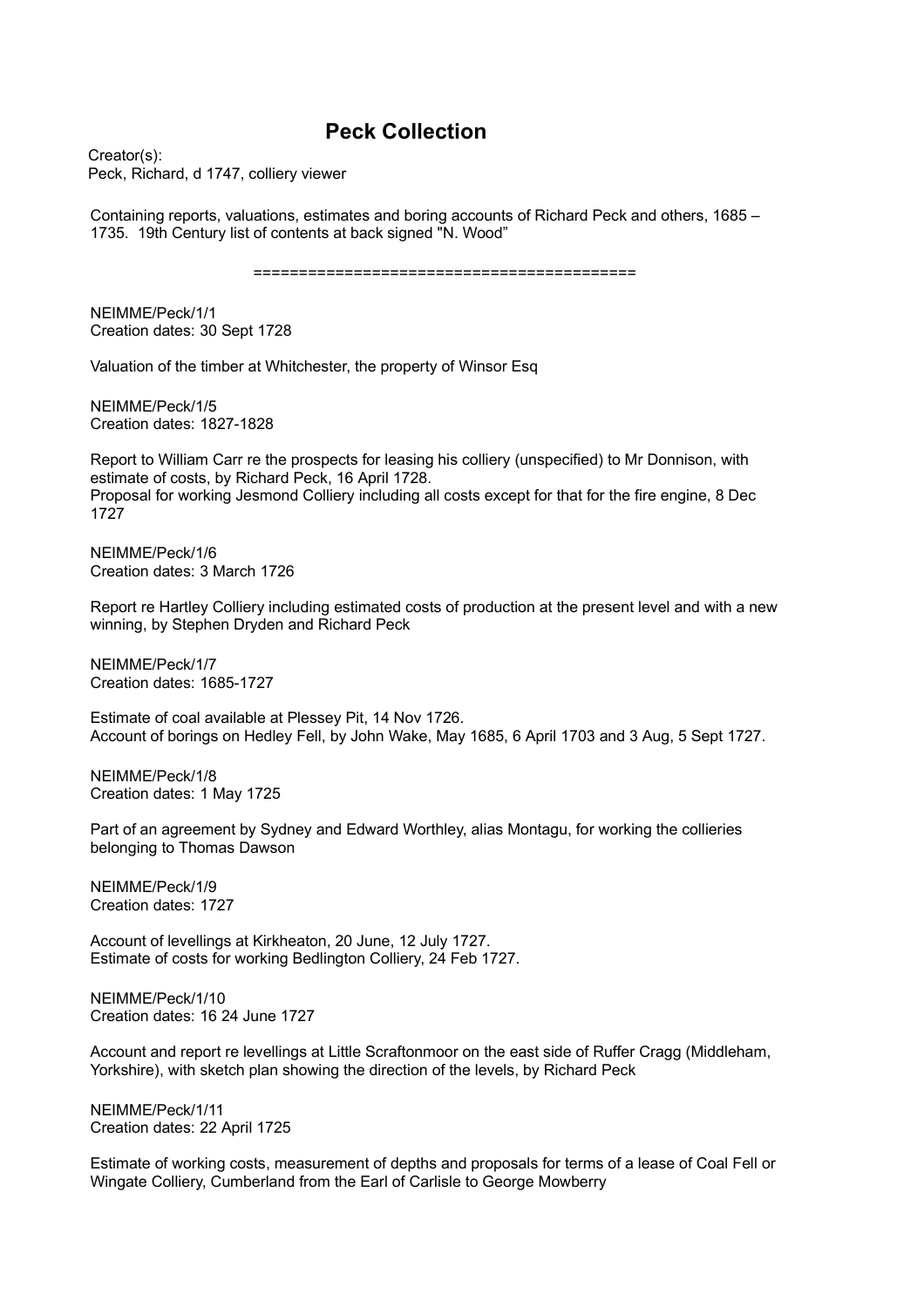# Peck Collection

Creator(s):
Peck, Richard, d 1747, colliery viewer

Containing reports, valuations, estimates and boring accounts of Richard Peck and others, 1685 – 1735. 19th Century list of contents at back signed "N. Wood"

========================================

NEIMME/Peck/1/1
Creation dates: 30 Sept 1728

Valuation of the timber at Whitchester, the property of Winsor Esq

NEIMME/Peck/1/5
Creation dates: 1827-1828

Report to William Carr re the prospects for leasing his colliery (unspecified) to Mr Donnison, with estimate of costs, by Richard Peck, 16 April 1728.
Proposal for working Jesmond Colliery including all costs except for that for the fire engine, 8 Dec 1727

NEIMME/Peck/1/6
Creation dates: 3 March 1726

Report re Hartley Colliery including estimated costs of production at the present level and with a new winning, by Stephen Dryden and Richard Peck

NEIMME/Peck/1/7
Creation dates: 1685-1727

Estimate of coal available at Plessey Pit, 14 Nov 1726.
Account of borings on Hedley Fell, by John Wake, May 1685, 6 April 1703 and 3 Aug, 5 Sept 1727.

NEIMME/Peck/1/8
Creation dates: 1 May 1725

Part of an agreement by Sydney and Edward Worthley, alias Montagu, for working the collieries belonging to Thomas Dawson

NEIMME/Peck/1/9
Creation dates: 1727

Account of levellings at Kirkheaton, 20 June, 12 July 1727.
Estimate of costs for working Bedlington Colliery, 24 Feb 1727.

NEIMME/Peck/1/10
Creation dates: 16 24 June 1727

Account and report re levellings at Little Scraftonmoor on the east side of Ruffer Cragg (Middleham, Yorkshire), with sketch plan showing the direction of the levels, by Richard Peck

NEIMME/Peck/1/11
Creation dates: 22 April 1725

Estimate of working costs, measurement of depths and proposals for terms of a lease of Coal Fell or Wingate Colliery, Cumberland from the Earl of Carlisle to George Mowberry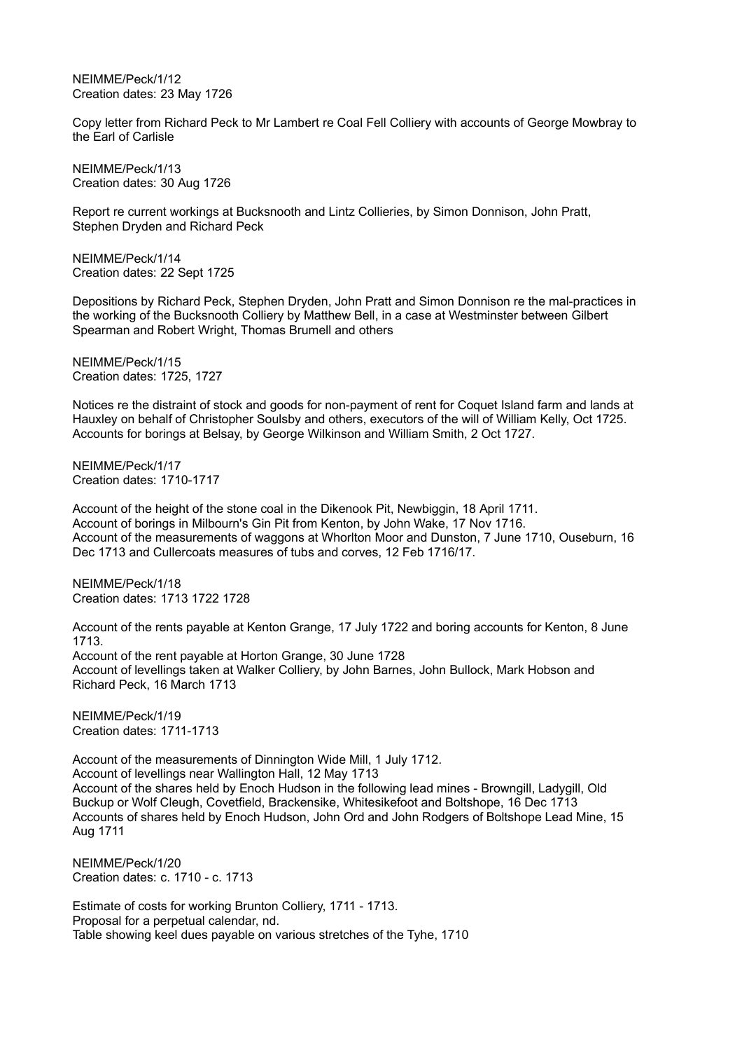NEIMME/Peck/1/12
Creation dates: 23 May 1726

Copy letter from Richard Peck to Mr Lambert re Coal Fell Colliery with accounts of George Mowbray to the Earl of Carlisle

NEIMME/Peck/1/13
Creation dates: 30 Aug 1726

Report re current workings at Bucksnooth and Lintz Collieries, by Simon Donnison, John Pratt, Stephen Dryden and Richard Peck

NEIMME/Peck/1/14
Creation dates: 22 Sept 1725

Depositions by Richard Peck, Stephen Dryden, John Pratt and Simon Donnison re the mal-practices in the working of the Bucksnooth Colliery by Matthew Bell, in a case at Westminster between Gilbert Spearman and Robert Wright, Thomas Brumell and others

NEIMME/Peck/1/15
Creation dates: 1725, 1727

Notices re the distraint of stock and goods for non-payment of rent for Coquet Island farm and lands at Hauxley on behalf of Christopher Soulsby and others, executors of the will of William Kelly, Oct 1725.
Accounts for borings at Belsay, by George Wilkinson and William Smith, 2 Oct 1727.

NEIMME/Peck/1/17
Creation dates: 1710-1717

Account of the height of the stone coal in the Dikenook Pit, Newbiggin, 18 April 1711.
Account of borings in Milbourn's Gin Pit from Kenton, by John Wake, 17 Nov 1716.
Account of the measurements of waggons at Whorlton Moor and Dunston, 7 June 1710, Ouseburn, 16 Dec 1713 and Cullercoats measures of tubs and corves, 12 Feb 1716/17.

NEIMME/Peck/1/18
Creation dates: 1713 1722 1728

Account of the rents payable at Kenton Grange, 17 July 1722 and boring accounts for Kenton, 8 June 1713.
Account of the rent payable at Horton Grange, 30 June 1728
Account of levellings taken at Walker Colliery, by John Barnes, John Bullock, Mark Hobson and Richard Peck, 16 March 1713

NEIMME/Peck/1/19
Creation dates: 1711-1713

Account of the measurements of Dinnington Wide Mill, 1 July 1712.
Account of levellings near Wallington Hall, 12 May 1713
Account of the shares held by Enoch Hudson in the following lead mines - Browngill, Ladygill, Old Buckup or Wolf Cleugh, Covetfield, Brackensike, Whitesikefoot and Boltshope, 16 Dec 1713
Accounts of shares held by Enoch Hudson, John Ord and John Rodgers of Boltshope Lead Mine, 15 Aug 1711

NEIMME/Peck/1/20
Creation dates: c. 1710 - c. 1713

Estimate of costs for working Brunton Colliery, 1711 - 1713.
Proposal for a perpetual calendar, nd.
Table showing keel dues payable on various stretches of the Tyhe, 1710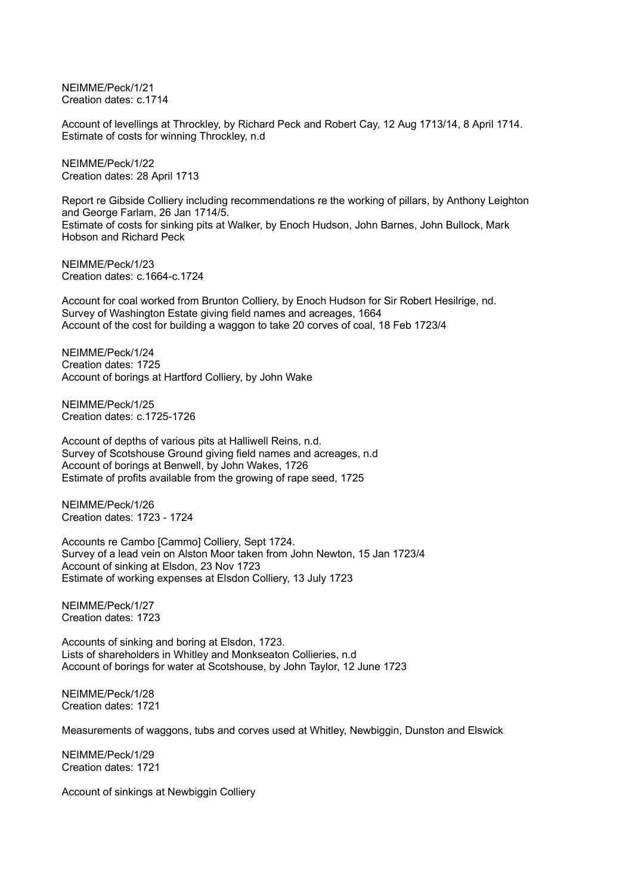NEIMME/Peck/1/21
Creation dates: c.1714

Account of levellings at Throckley, by Richard Peck and Robert Cay, 12 Aug 1713/14, 8 April 1714.
Estimate of costs for winning Throckley, n.d

NEIMME/Peck/1/22
Creation dates: 28 April 1713

Report re Gibside Colliery including recommendations re the working of pillars, by Anthony Leighton and George Farlam, 26 Jan 1714/5.
Estimate of costs for sinking pits at Walker, by Enoch Hudson, John Barnes, John Bullock, Mark Hobson and Richard Peck

NEIMME/Peck/1/23
Creation dates: c.1664-c.1724

Account for coal worked from Brunton Colliery, by Enoch Hudson for Sir Robert Hesilrige, nd.
Survey of Washington Estate giving field names and acreages, 1664
Account of the cost for building a waggon to take 20 corves of coal, 18 Feb 1723/4

NEIMME/Peck/1/24
Creation dates: 1725
Account of borings at Hartford Colliery, by John Wake

NEIMME/Peck/1/25
Creation dates: c.1725-1726

Account of depths of various pits at Halliwell Reins, n.d.
Survey of Scotshouse Ground giving field names and acreages, n.d
Account of borings at Benwell, by John Wakes, 1726
Estimate of profits available from the growing of rape seed, 1725

NEIMME/Peck/1/26
Creation dates: 1723 - 1724

Accounts re Cambo [Cammo] Colliery, Sept 1724.
Survey of a lead vein on Alston Moor taken from John Newton, 15 Jan 1723/4
Account of sinking at Elsdon, 23 Nov 1723
Estimate of working expenses at Elsdon Colliery, 13 July 1723

NEIMME/Peck/1/27
Creation dates: 1723

Accounts of sinking and boring at Elsdon, 1723.
Lists of shareholders in Whitley and Monkseaton Collieries, n.d
Account of borings for water at Scotshouse, by John Taylor, 12 June 1723

NEIMME/Peck/1/28
Creation dates: 1721

Measurements of waggons, tubs and corves used at Whitley, Newbiggin, Dunston and Elswick

NEIMME/Peck/1/29
Creation dates: 1721

Account of sinkings at Newbiggin Colliery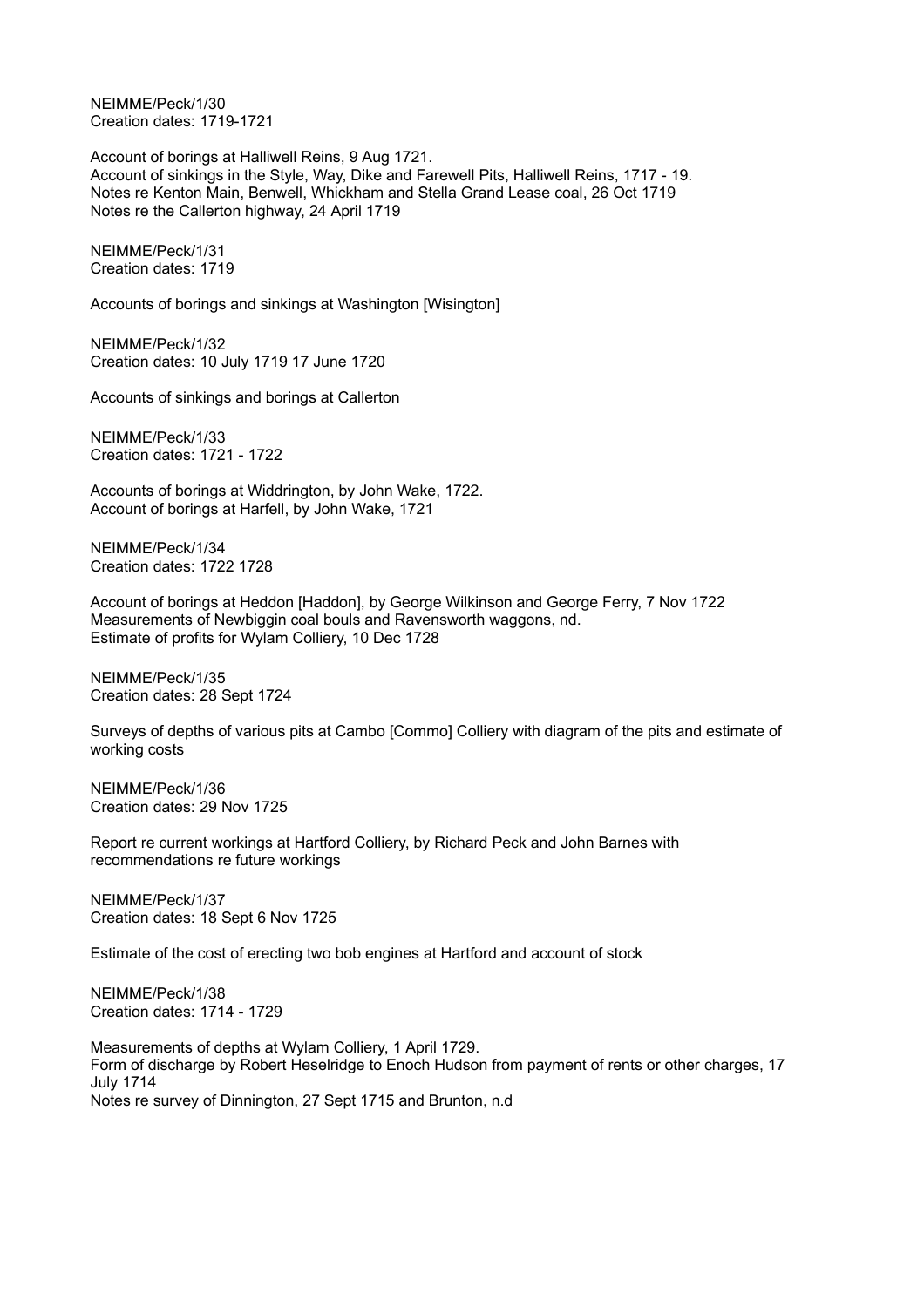NEIMME/Peck/1/30
Creation dates: 1719-1721

Account of borings at Halliwell Reins, 9 Aug 1721.
Account of sinkings in the Style, Way, Dike and Farewell Pits, Halliwell Reins, 1717 - 19.
Notes re Kenton Main, Benwell, Whickham and Stella Grand Lease coal, 26 Oct 1719
Notes re the Callerton highway, 24 April 1719

NEIMME/Peck/1/31
Creation dates: 1719

Accounts of borings and sinkings at Washington [Wisington]

NEIMME/Peck/1/32
Creation dates: 10 July 1719 17 June 1720

Accounts of sinkings and borings at Callerton

NEIMME/Peck/1/33
Creation dates: 1721 - 1722

Accounts of borings at Widdrington, by John Wake, 1722.
Account of borings at Harfell, by John Wake, 1721

NEIMME/Peck/1/34
Creation dates: 1722 1728

Account of borings at Heddon [Haddon], by George Wilkinson and George Ferry, 7 Nov 1722
Measurements of Newbiggin coal bouls and Ravensworth waggons, nd.
Estimate of profits for Wylam Colliery, 10 Dec 1728

NEIMME/Peck/1/35
Creation dates: 28 Sept 1724

Surveys of depths of various pits at Cambo [Commo] Colliery with diagram of the pits and estimate of working costs

NEIMME/Peck/1/36
Creation dates: 29 Nov 1725

Report re current workings at Hartford Colliery, by Richard Peck and John Barnes with recommendations re future workings

NEIMME/Peck/1/37
Creation dates: 18 Sept 6 Nov 1725

Estimate of the cost of erecting two bob engines at Hartford and account of stock

NEIMME/Peck/1/38
Creation dates: 1714 - 1729

Measurements of depths at Wylam Colliery, 1 April 1729.
Form of discharge by Robert Heselridge to Enoch Hudson from payment of rents or other charges, 17 July 1714
Notes re survey of Dinnington, 27 Sept 1715 and Brunton, n.d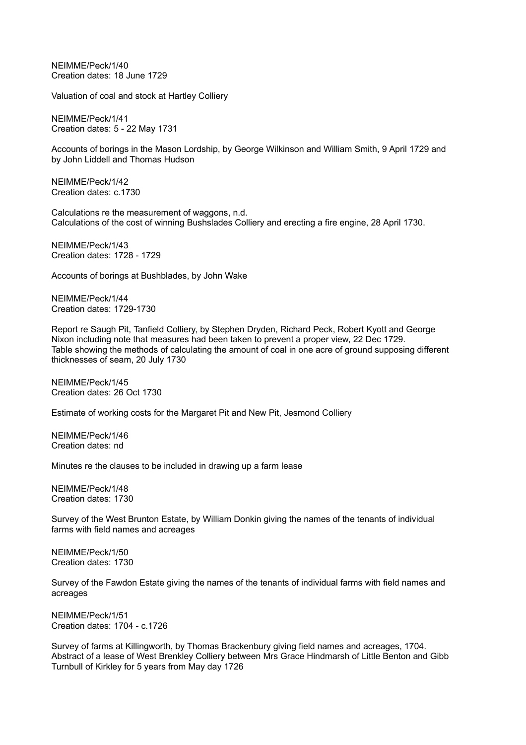NEIMME/Peck/1/40
Creation dates: 18 June 1729

Valuation of coal and stock at Hartley Colliery

NEIMME/Peck/1/41
Creation dates: 5 - 22 May 1731

Accounts of borings in the Mason Lordship, by George Wilkinson and William Smith, 9 April 1729 and by John Liddell and Thomas Hudson

NEIMME/Peck/1/42
Creation dates: c.1730

Calculations re the measurement of waggons, n.d.
Calculations of the cost of winning Bushslades Colliery and erecting a fire engine, 28 April 1730.

NEIMME/Peck/1/43
Creation dates: 1728 - 1729

Accounts of borings at Bushblades, by John Wake

NEIMME/Peck/1/44
Creation dates: 1729-1730

Report re Saugh Pit, Tanfield Colliery, by Stephen Dryden, Richard Peck, Robert Kyott and George Nixon including note that measures had been taken to prevent a proper view, 22 Dec 1729.
Table showing the methods of calculating the amount of coal in one acre of ground supposing different thicknesses of seam, 20 July 1730

NEIMME/Peck/1/45
Creation dates: 26 Oct 1730

Estimate of working costs for the Margaret Pit and New Pit, Jesmond Colliery

NEIMME/Peck/1/46
Creation dates: nd

Minutes re the clauses to be included in drawing up a farm lease

NEIMME/Peck/1/48
Creation dates: 1730

Survey of the West Brunton Estate, by William Donkin giving the names of the tenants of individual farms with field names and acreages

NEIMME/Peck/1/50
Creation dates: 1730

Survey of the Fawdon Estate giving the names of the tenants of individual farms with field names and acreages

NEIMME/Peck/1/51
Creation dates: 1704 - c.1726

Survey of farms at Killingworth, by Thomas Brackenbury giving field names and acreages, 1704.
Abstract of a lease of West Brenkley Colliery between Mrs Grace Hindmarsh of Little Benton and Gibb Turnbull of Kirkley for 5 years from May day 1726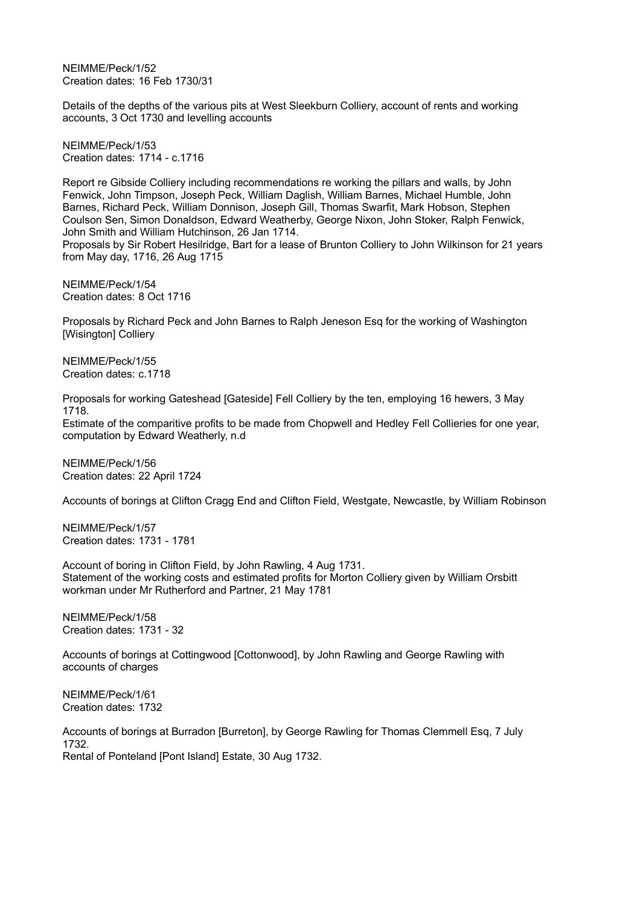NEIMME/Peck/1/52
Creation dates: 16 Feb 1730/31

Details of the depths of the various pits at West Sleekburn Colliery, account of rents and working accounts, 3 Oct 1730 and levelling accounts

NEIMME/Peck/1/53
Creation dates: 1714 - c.1716

Report re Gibside Colliery including recommendations re working the pillars and walls, by John Fenwick, John Timpson, Joseph Peck, William Daglish, William Barnes, Michael Humble, John Barnes, Richard Peck, William Donnison, Joseph Gill, Thomas Swarfit, Mark Hobson, Stephen Coulson Sen, Simon Donaldson, Edward Weatherby, George Nixon, John Stoker, Ralph Fenwick, John Smith and William Hutchinson, 26 Jan 1714.
Proposals by Sir Robert Hesilridge, Bart for a lease of Brunton Colliery to John Wilkinson for 21 years from May day, 1716, 26 Aug 1715

NEIMME/Peck/1/54
Creation dates: 8 Oct 1716

Proposals by Richard Peck and John Barnes to Ralph Jeneson Esq for the working of Washington [Wisington] Colliery

NEIMME/Peck/1/55
Creation dates: c.1718

Proposals for working Gateshead [Gateside] Fell Colliery by the ten, employing 16 hewers, 3 May 1718.
Estimate of the comparitive profits to be made from Chopwell and Hedley Fell Collieries for one year, computation by Edward Weatherly, n.d

NEIMME/Peck/1/56
Creation dates: 22 April 1724

Accounts of borings at Clifton Cragg End and Clifton Field, Westgate, Newcastle, by William Robinson

NEIMME/Peck/1/57
Creation dates: 1731 - 1781

Account of boring in Clifton Field, by John Rawling, 4 Aug 1731.
Statement of the working costs and estimated profits for Morton Colliery given by William Orsbitt workman under Mr Rutherford and Partner, 21 May 1781

NEIMME/Peck/1/58
Creation dates: 1731 - 32

Accounts of borings at Cottingwood [Cottonwood], by John Rawling and George Rawling with accounts of charges

NEIMME/Peck/1/61
Creation dates: 1732

Accounts of borings at Burradon [Burreton], by George Rawling for Thomas Clemmell Esq, 7 July 1732.
Rental of Ponteland [Pont Island] Estate, 30 Aug 1732.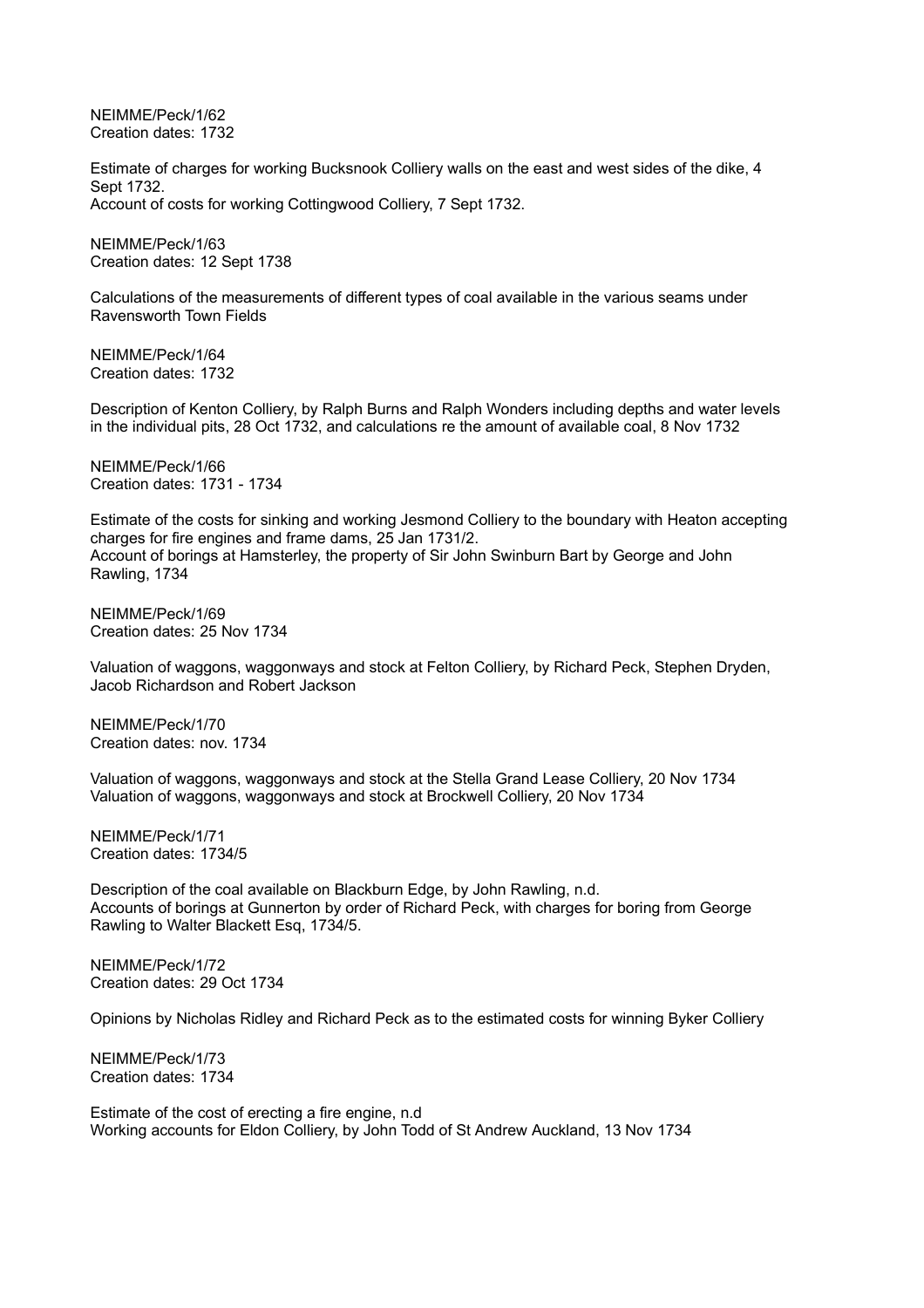NEIMME/Peck/1/62
Creation dates: 1732

Estimate of charges for working Bucksnook Colliery walls on the east and west sides of the dike, 4 Sept 1732.
Account of costs for working Cottingwood Colliery, 7 Sept 1732.

NEIMME/Peck/1/63
Creation dates: 12 Sept 1738

Calculations of the measurements of different types of coal available in the various seams under Ravensworth Town Fields

NEIMME/Peck/1/64
Creation dates: 1732

Description of Kenton Colliery, by Ralph Burns and Ralph Wonders including depths and water levels in the individual pits, 28 Oct 1732, and calculations re the amount of available coal, 8 Nov 1732

NEIMME/Peck/1/66
Creation dates: 1731 - 1734

Estimate of the costs for sinking and working Jesmond Colliery to the boundary with Heaton accepting charges for fire engines and frame dams, 25 Jan 1731/2.
Account of borings at Hamsterley, the property of Sir John Swinburn Bart by George and John Rawling, 1734

NEIMME/Peck/1/69
Creation dates: 25 Nov 1734

Valuation of waggons, waggonways and stock at Felton Colliery, by Richard Peck, Stephen Dryden, Jacob Richardson and Robert Jackson

NEIMME/Peck/1/70
Creation dates: nov. 1734

Valuation of waggons, waggonways and stock at the Stella Grand Lease Colliery, 20 Nov 1734
Valuation of waggons, waggonways and stock at Brockwell Colliery, 20 Nov 1734

NEIMME/Peck/1/71
Creation dates: 1734/5

Description of the coal available on Blackburn Edge, by John Rawling, n.d.
Accounts of borings at Gunnerton by order of Richard Peck, with charges for boring from George Rawling to Walter Blackett Esq, 1734/5.

NEIMME/Peck/1/72
Creation dates: 29 Oct 1734

Opinions by Nicholas Ridley and Richard Peck as to the estimated costs for winning Byker Colliery

NEIMME/Peck/1/73
Creation dates: 1734

Estimate of the cost of erecting a fire engine, n.d
Working accounts for Eldon Colliery, by John Todd of St Andrew Auckland, 13 Nov 1734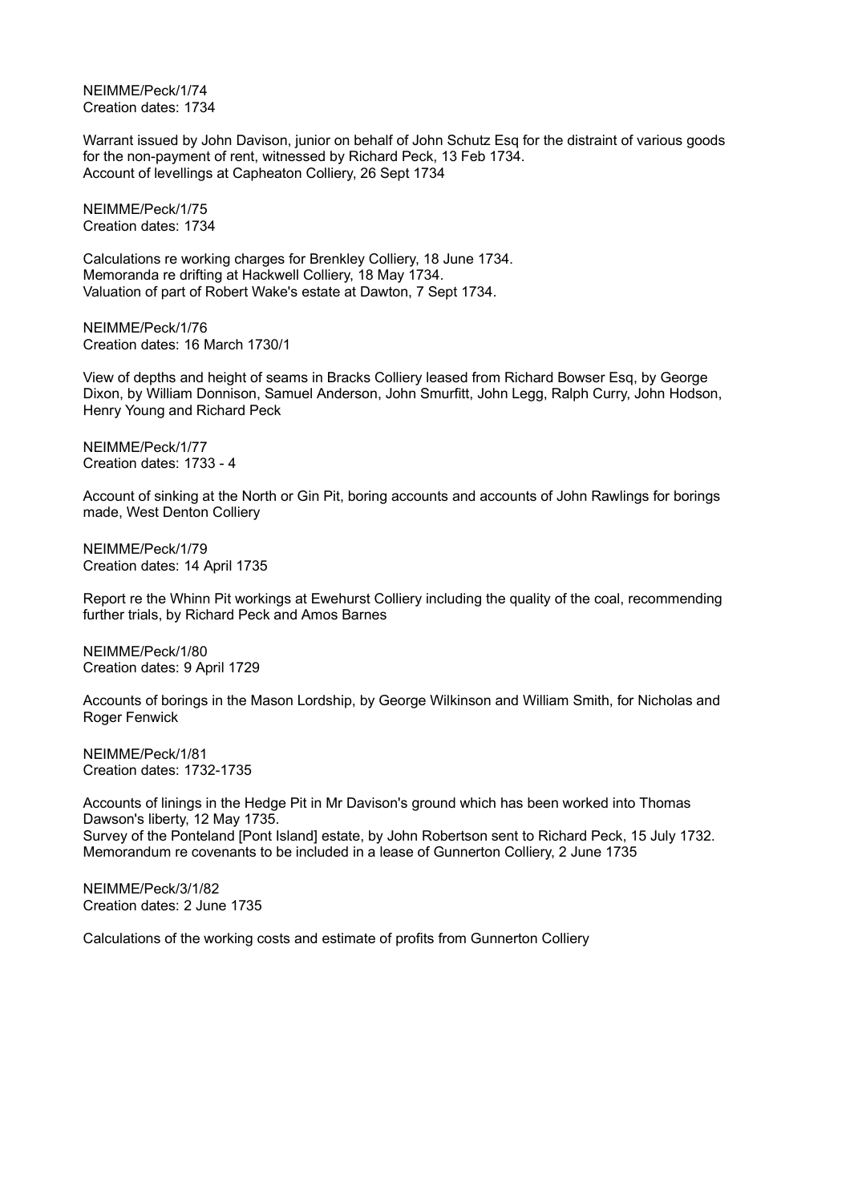NEIMME/Peck/1/74
Creation dates: 1734

Warrant issued by John Davison, junior on behalf of John Schutz Esq for the distraint of various goods for the non-payment of rent, witnessed by Richard Peck, 13 Feb 1734.
Account of levellings at Capheaton Colliery, 26 Sept 1734

NEIMME/Peck/1/75
Creation dates: 1734

Calculations re working charges for Brenkley Colliery, 18 June 1734.
Memoranda re drifting at Hackwell Colliery, 18 May 1734.
Valuation of part of Robert Wake's estate at Dawton, 7 Sept 1734.

NEIMME/Peck/1/76
Creation dates: 16 March 1730/1

View of depths and height of seams in Bracks Colliery leased from Richard Bowser Esq, by George Dixon, by William Donnison, Samuel Anderson, John Smurfitt, John Legg, Ralph Curry, John Hodson, Henry Young and Richard Peck

NEIMME/Peck/1/77
Creation dates: 1733 - 4

Account of sinking at the North or Gin Pit, boring accounts and accounts of John Rawlings for borings made, West Denton Colliery

NEIMME/Peck/1/79
Creation dates: 14 April 1735

Report re the Whinn Pit workings at Ewehurst Colliery including the quality of the coal, recommending further trials, by Richard Peck and Amos Barnes

NEIMME/Peck/1/80
Creation dates: 9 April 1729

Accounts of borings in the Mason Lordship, by George Wilkinson and William Smith, for Nicholas and Roger Fenwick

NEIMME/Peck/1/81
Creation dates: 1732-1735

Accounts of linings in the Hedge Pit in Mr Davison's ground which has been worked into Thomas Dawson's liberty, 12 May 1735.
Survey of the Ponteland [Pont Island] estate, by John Robertson sent to Richard Peck, 15 July 1732.
Memorandum re covenants to be included in a lease of Gunnerton Colliery, 2 June 1735

NEIMME/Peck/3/1/82
Creation dates: 2 June 1735

Calculations of the working costs and estimate of profits from Gunnerton Colliery